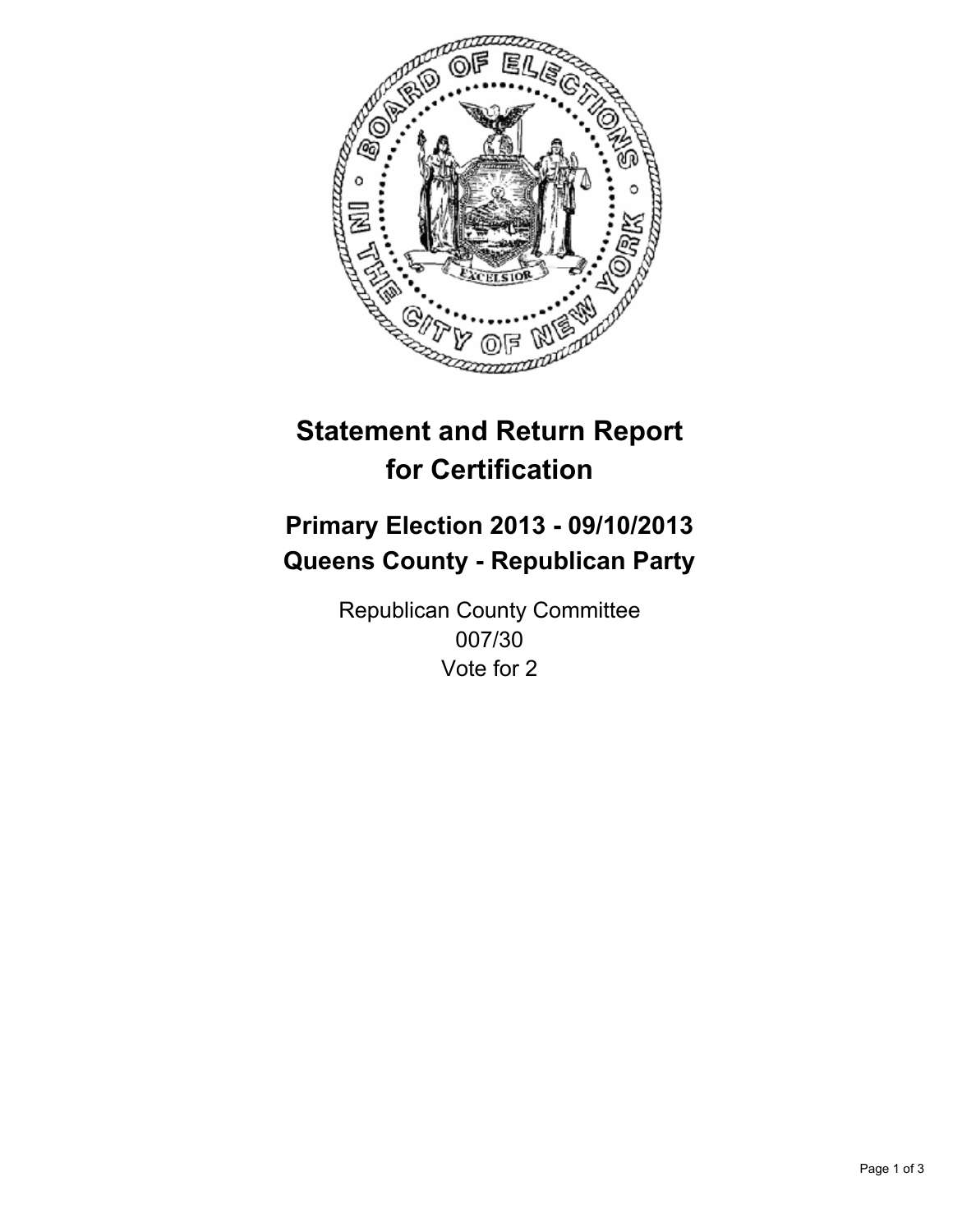# Statement and Return Report for Certification

## Primary Election 2013 - 09/10/2013
## Queens County - Republican Party

Republican County Committee
007/30
Vote for 2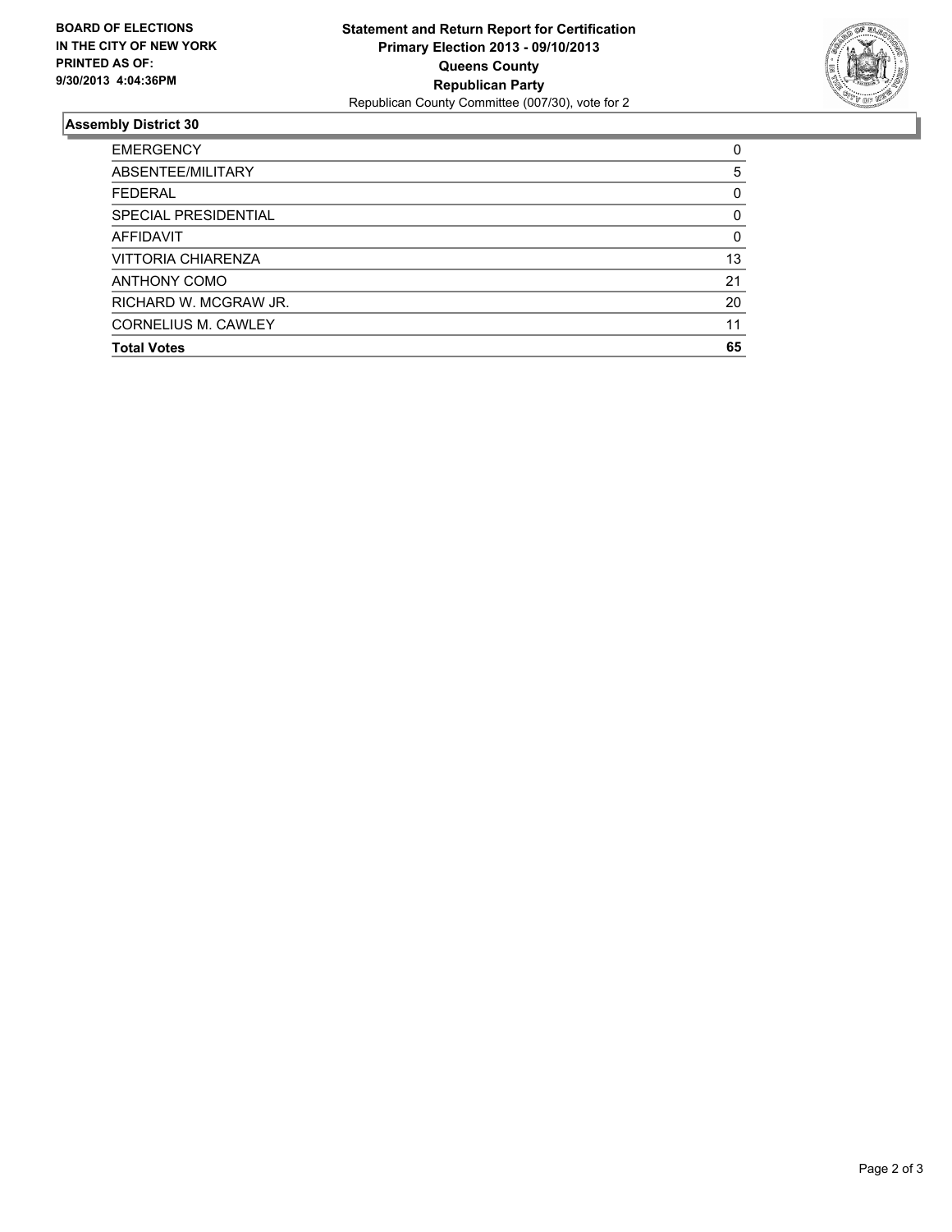**BOARD OF ELECTIONS IN THE CITY OF NEW YORK PRINTED AS OF: 9/30/2013 4:04:36PM**

**Statement and Return Report for Certification**
**Primary Election 2013 - 09/10/2013**
**Queens County**
**Republican Party**
Republican County Committee (007/30), vote for 2

## Assembly District 30

| | |
|---|---|
| EMERGENCY | 0 |
| ABSENTEE/MILITARY | 5 |
| FEDERAL | 0 |
| SPECIAL PRESIDENTIAL | 0 |
| AFFIDAVIT | 0 |
| VITTORIA CHIARENZA | 13 |
| ANTHONY COMO | 21 |
| RICHARD W. MCGRAW JR. | 20 |
| CORNELIUS M. CAWLEY | 11 |
| **Total Votes** | **65** |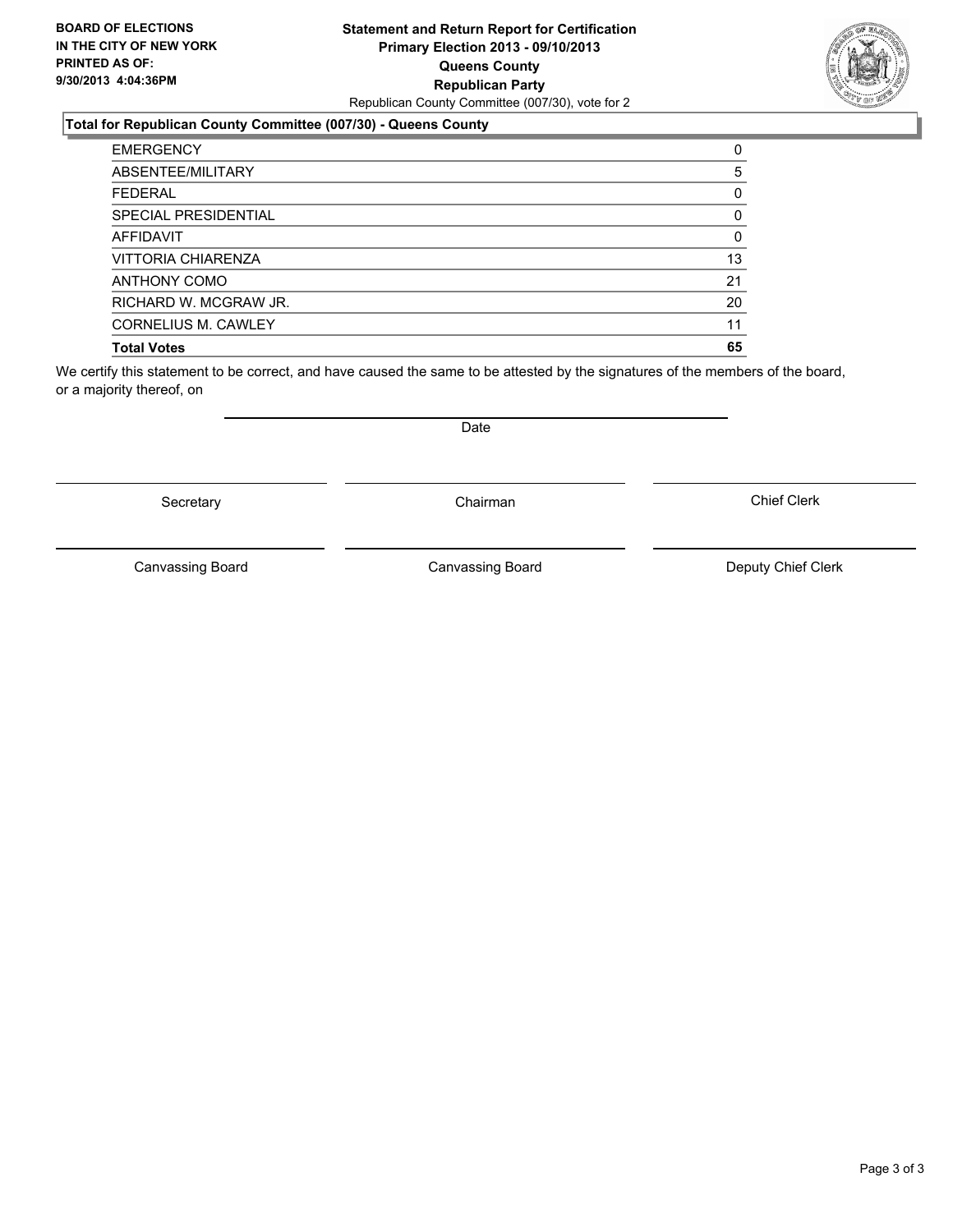**BOARD OF ELECTIONS IN THE CITY OF NEW YORK PRINTED AS OF: 9/30/2013 4:04:36PM**

**Statement and Return Report for Certification**
**Primary Election 2013 - 09/10/2013**
**Queens County**
**Republican Party**
Republican County Committee (007/30), vote for 2

**Total for Republican County Committee (007/30) - Queens County**

| | |
|---|---|
| EMERGENCY | 0 |
| ABSENTEE/MILITARY | 5 |
| FEDERAL | 0 |
| SPECIAL PRESIDENTIAL | 0 |
| AFFIDAVIT | 0 |
| VITTORIA CHIARENZA | 13 |
| ANTHONY COMO | 21 |
| RICHARD W. MCGRAW JR. | 20 |
| CORNELIUS M. CAWLEY | 11 |
| **Total Votes** | **65** |

We certify this statement to be correct, and have caused the same to be attested by the signatures of the members of the board, or a majority thereof, on

Date

Secretary | Chairman | Chief Clerk

Canvassing Board | Canvassing Board | Deputy Chief Clerk